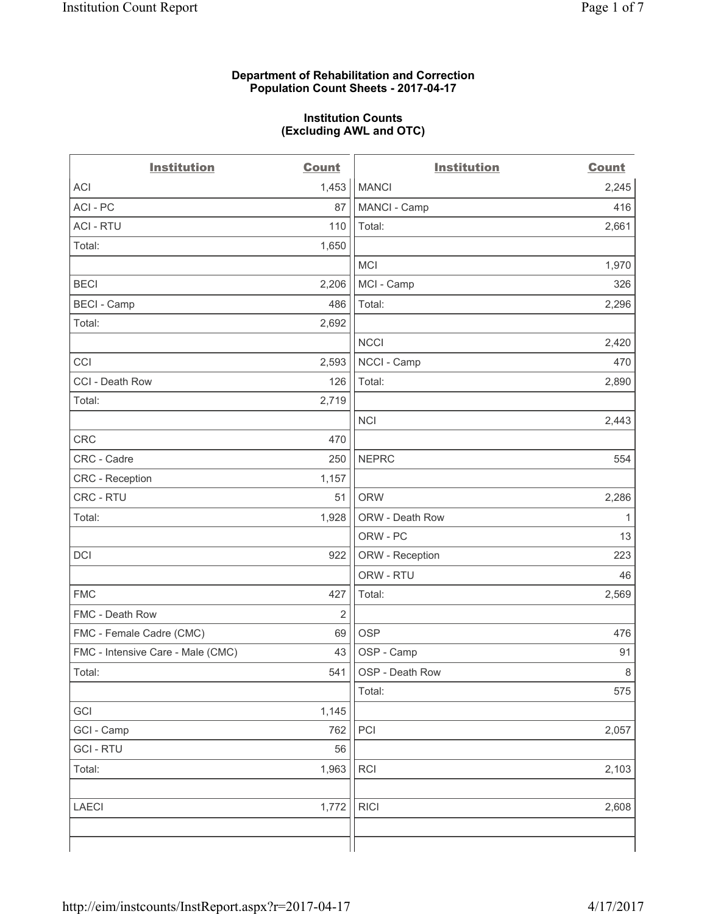**Department of Rehabilitation and Correction**
**Population Count Sheets - 2017-04-17**

**Institution Counts**
**(Excluding AWL and OTC)**

| Institution | Count | Institution | Count |
|---|---|---|---|
| ACI | 1,453 | MANCI | 2,245 |
| ACI - PC | 87 | MANCI - Camp | 416 |
| ACI - RTU | 110 | Total: | 2,661 |
| Total: | 1,650 | | |
| | | MCI | 1,970 |
| BECI | 2,206 | MCI - Camp | 326 |
| BECI - Camp | 486 | Total: | 2,296 |
| Total: | 2,692 | | |
| | | NCCI | 2,420 |
| CCI | 2,593 | NCCI - Camp | 470 |
| CCI - Death Row | 126 | Total: | 2,890 |
| Total: | 2,719 | | |
| | | NCI | 2,443 |
| CRC | 470 | | |
| CRC - Cadre | 250 | NEPRC | 554 |
| CRC - Reception | 1,157 | | |
| CRC - RTU | 51 | ORW | 2,286 |
| Total: | 1,928 | ORW - Death Row | 1 |
| | | ORW - PC | 13 |
| DCI | 922 | ORW - Reception | 223 |
| | | ORW - RTU | 46 |
| FMC | 427 | Total: | 2,569 |
| FMC - Death Row | 2 | | |
| FMC - Female Cadre (CMC) | 69 | OSP | 476 |
| FMC - Intensive Care - Male (CMC) | 43 | OSP - Camp | 91 |
| Total: | 541 | OSP - Death Row | 8 |
| | | Total: | 575 |
| GCI | 1,145 | | |
| GCI - Camp | 762 | PCI | 2,057 |
| GCI - RTU | 56 | | |
| Total: | 1,963 | RCI | 2,103 |
| | | | |
| LAECI | 1,772 | RICI | 2,608 |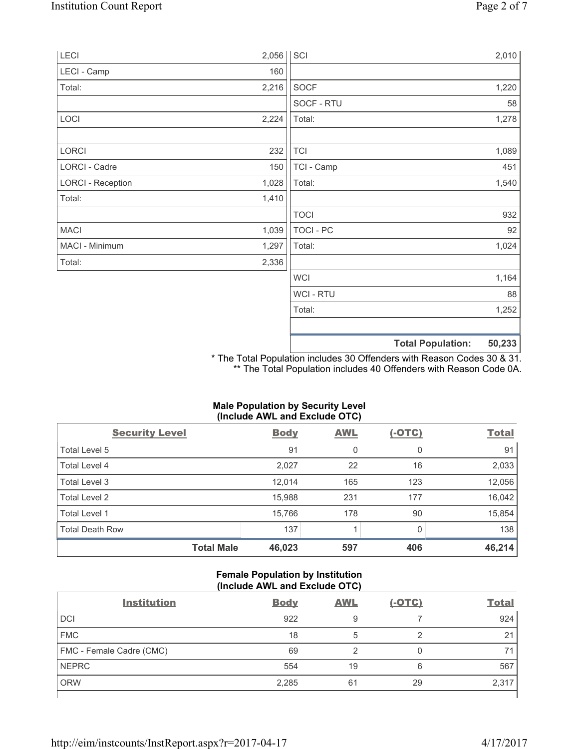| | | | |
|---|---|---|---|
| LECI | 2,056 | SCI | 2,010 |
| LECI - Camp | 160 | | |
| Total: | 2,216 | SOCF | 1,220 |
| | | SOCF - RTU | 58 |
| LOCI | 2,224 | Total: | 1,278 |
| | | | |
| LORCI | 232 | TCI | 1,089 |
| LORCI - Cadre | 150 | TCI - Camp | 451 |
| LORCI - Reception | 1,028 | Total: | 1,540 |
| Total: | 1,410 | | |
| | | TOCI | 932 |
| MACI | 1,039 | TOCI - PC | 92 |
| MACI - Minimum | 1,297 | Total: | 1,024 |
| Total: | 2,336 | | |
| | | WCI | 1,164 |
| | | WCI - RTU | 88 |
| | | Total: | 1,252 |
| | | | |
| | | **Total Population:** | **50,233** |

\* The Total Population includes 30 Offenders with Reason Codes 30 & 31.
\*\* The Total Population includes 40 Offenders with Reason Code 0A.

**Male Population by Security Level (Include AWL and Exclude OTC)**

| Security Level | Body | AWL | (-OTC) | Total |
|---|---|---|---|---|
| Total Level 5 | 91 | 0 | 0 | 91 |
| Total Level 4 | 2,027 | 22 | 16 | 2,033 |
| Total Level 3 | 12,014 | 165 | 123 | 12,056 |
| Total Level 2 | 15,988 | 231 | 177 | 16,042 |
| Total Level 1 | 15,766 | 178 | 90 | 15,854 |
| Total Death Row | 137 | 1 | 0 | 138 |
| **Total Male** | **46,023** | **597** | **406** | **46,214** |

**Female Population by Institution (Include AWL and Exclude OTC)**

| Institution | Body | AWL | (-OTC) | Total |
|---|---|---|---|---|
| DCI | 922 | 9 | 7 | 924 |
| FMC | 18 | 5 | 2 | 21 |
| FMC - Female Cadre (CMC) | 69 | 2 | 0 | 71 |
| NEPRC | 554 | 19 | 6 | 567 |
| ORW | 2,285 | 61 | 29 | 2,317 |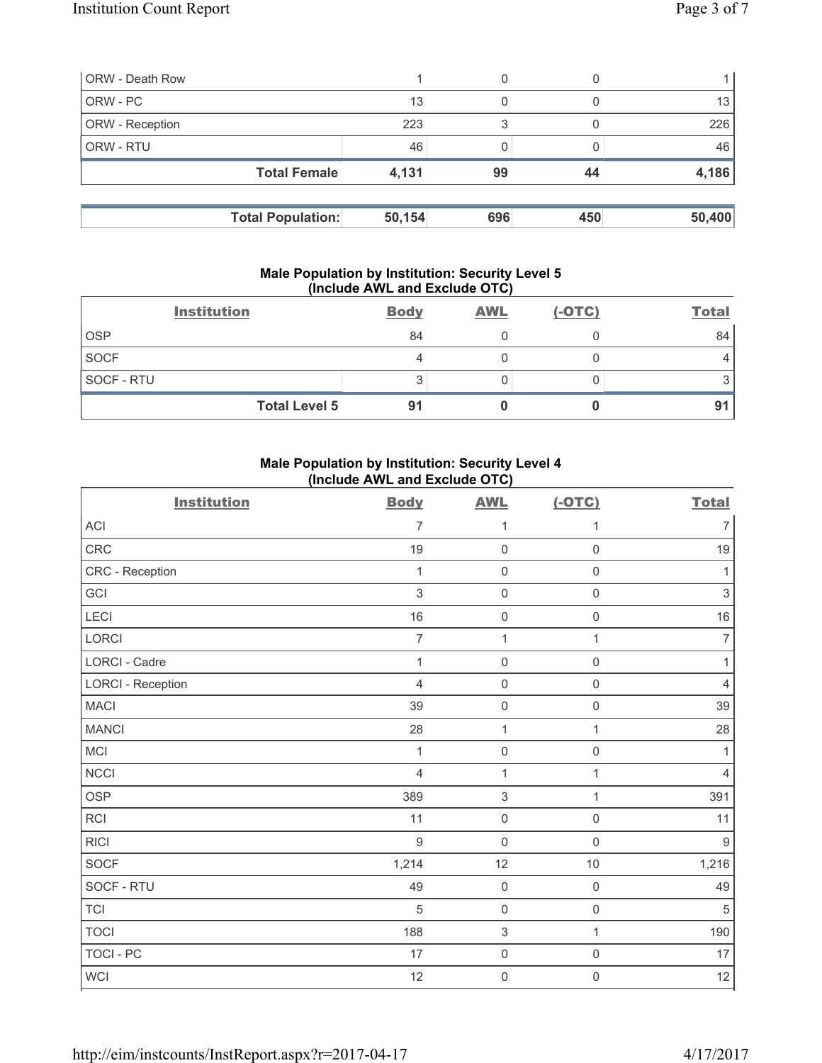| ORW - Death Row | 1 | 0 | 0 | 1 |
|---|---|---|---|---|
| ORW - PC | 13 | 0 | 0 | 13 |
| ORW - Reception | 223 | 3 | 0 | 226 |
| ORW - RTU | 46 | 0 | 0 | 46 |
| **Total Female** | **4,131** | **99** | **44** | **4,186** |

| **Total Population:** | **50,154** | **696** | **450** | **50,400** |
|---|---|---|---|---|

### Male Population by Institution: Security Level 5 (Include AWL and Exclude OTC)

| Institution | Body | AWL | (-OTC) | Total |
|---|---|---|---|---|
| OSP | 84 | 0 | 0 | 84 |
| SOCF | 4 | 0 | 0 | 4 |
| SOCF - RTU | 3 | 0 | 0 | 3 |
| **Total Level 5** | **91** | **0** | **0** | **91** |

### Male Population by Institution: Security Level 4 (Include AWL and Exclude OTC)

| Institution | Body | AWL | (-OTC) | Total |
|---|---|---|---|---|
| ACI | 7 | 1 | 1 | 7 |
| CRC | 19 | 0 | 0 | 19 |
| CRC - Reception | 1 | 0 | 0 | 1 |
| GCI | 3 | 0 | 0 | 3 |
| LECI | 16 | 0 | 0 | 16 |
| LORCI | 7 | 1 | 1 | 7 |
| LORCI - Cadre | 1 | 0 | 0 | 1 |
| LORCI - Reception | 4 | 0 | 0 | 4 |
| MACI | 39 | 0 | 0 | 39 |
| MANCI | 28 | 1 | 1 | 28 |
| MCI | 1 | 0 | 0 | 1 |
| NCCI | 4 | 1 | 1 | 4 |
| OSP | 389 | 3 | 1 | 391 |
| RCI | 11 | 0 | 0 | 11 |
| RICI | 9 | 0 | 0 | 9 |
| SOCF | 1,214 | 12 | 10 | 1,216 |
| SOCF - RTU | 49 | 0 | 0 | 49 |
| TCI | 5 | 0 | 0 | 5 |
| TOCI | 188 | 3 | 1 | 190 |
| TOCI - PC | 17 | 0 | 0 | 17 |
| WCI | 12 | 0 | 0 | 12 |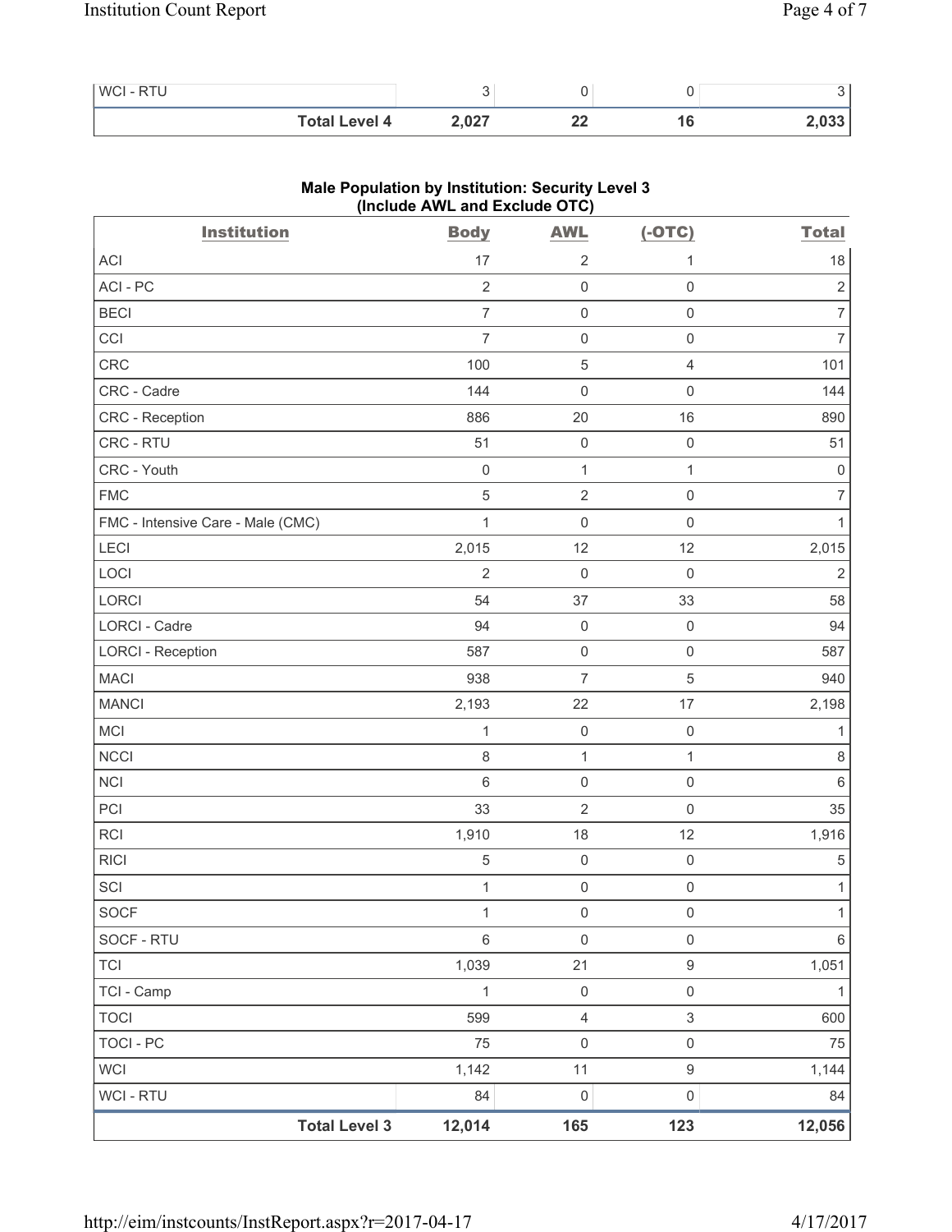| WCI - RTU | 3 | 0 | 0 | 3 |
|---|---|---|---|---|
| **Total Level 4** | **2,027** | **22** | **16** | **2,033** |

### Male Population by Institution: Security Level 3 (Include AWL and Exclude OTC)

| Institution | Body | AWL | (-OTC) | Total |
|---|---|---|---|---|
| ACI | 17 | 2 | 1 | 18 |
| ACI - PC | 2 | 0 | 0 | 2 |
| BECI | 7 | 0 | 0 | 7 |
| CCI | 7 | 0 | 0 | 7 |
| CRC | 100 | 5 | 4 | 101 |
| CRC - Cadre | 144 | 0 | 0 | 144 |
| CRC - Reception | 886 | 20 | 16 | 890 |
| CRC - RTU | 51 | 0 | 0 | 51 |
| CRC - Youth | 0 | 1 | 1 | 0 |
| FMC | 5 | 2 | 0 | 7 |
| FMC - Intensive Care - Male (CMC) | 1 | 0 | 0 | 1 |
| LECI | 2,015 | 12 | 12 | 2,015 |
| LOCI | 2 | 0 | 0 | 2 |
| LORCI | 54 | 37 | 33 | 58 |
| LORCI - Cadre | 94 | 0 | 0 | 94 |
| LORCI - Reception | 587 | 0 | 0 | 587 |
| MACI | 938 | 7 | 5 | 940 |
| MANCI | 2,193 | 22 | 17 | 2,198 |
| MCI | 1 | 0 | 0 | 1 |
| NCCI | 8 | 1 | 1 | 8 |
| NCI | 6 | 0 | 0 | 6 |
| PCI | 33 | 2 | 0 | 35 |
| RCI | 1,910 | 18 | 12 | 1,916 |
| RICI | 5 | 0 | 0 | 5 |
| SCI | 1 | 0 | 0 | 1 |
| SOCF | 1 | 0 | 0 | 1 |
| SOCF - RTU | 6 | 0 | 0 | 6 |
| TCI | 1,039 | 21 | 9 | 1,051 |
| TCI - Camp | 1 | 0 | 0 | 1 |
| TOCI | 599 | 4 | 3 | 600 |
| TOCI - PC | 75 | 0 | 0 | 75 |
| WCI | 1,142 | 11 | 9 | 1,144 |
| WCI - RTU | 84 | 0 | 0 | 84 |
| **Total Level 3** | **12,014** | **165** | **123** | **12,056** |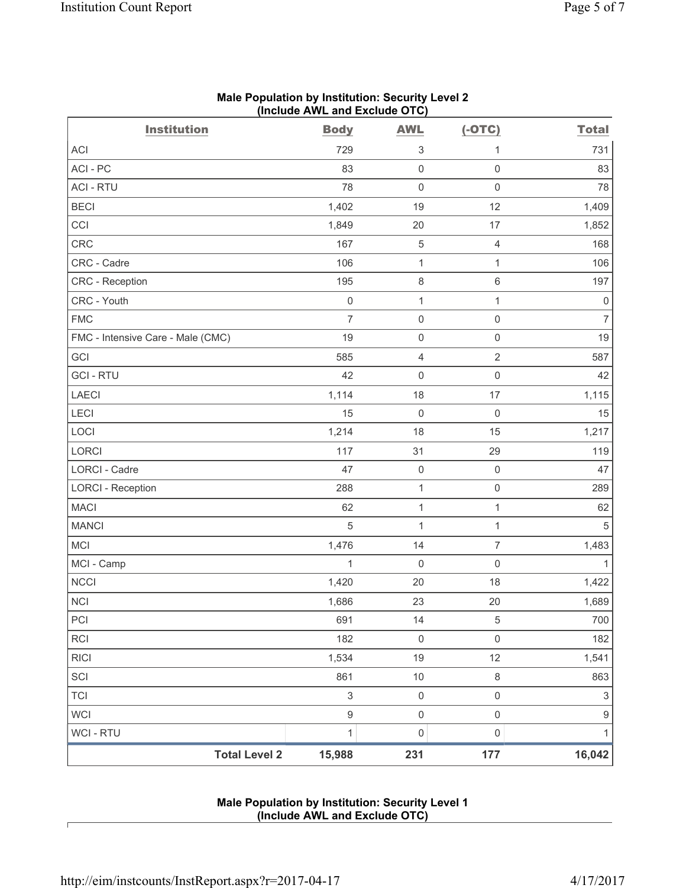**Male Population by Institution: Security Level 2 (Include AWL and Exclude OTC)**

| Institution | Body | AWL | (-OTC) | Total |
|---|---|---|---|---|
| ACI | 729 | 3 | 1 | 731 |
| ACI - PC | 83 | 0 | 0 | 83 |
| ACI - RTU | 78 | 0 | 0 | 78 |
| BECI | 1,402 | 19 | 12 | 1,409 |
| CCI | 1,849 | 20 | 17 | 1,852 |
| CRC | 167 | 5 | 4 | 168 |
| CRC - Cadre | 106 | 1 | 1 | 106 |
| CRC - Reception | 195 | 8 | 6 | 197 |
| CRC - Youth | 0 | 1 | 1 | 0 |
| FMC | 7 | 0 | 0 | 7 |
| FMC - Intensive Care - Male (CMC) | 19 | 0 | 0 | 19 |
| GCI | 585 | 4 | 2 | 587 |
| GCI - RTU | 42 | 0 | 0 | 42 |
| LAECI | 1,114 | 18 | 17 | 1,115 |
| LECI | 15 | 0 | 0 | 15 |
| LOCI | 1,214 | 18 | 15 | 1,217 |
| LORCI | 117 | 31 | 29 | 119 |
| LORCI - Cadre | 47 | 0 | 0 | 47 |
| LORCI - Reception | 288 | 1 | 0 | 289 |
| MACI | 62 | 1 | 1 | 62 |
| MANCI | 5 | 1 | 1 | 5 |
| MCI | 1,476 | 14 | 7 | 1,483 |
| MCI - Camp | 1 | 0 | 0 | 1 |
| NCCI | 1,420 | 20 | 18 | 1,422 |
| NCI | 1,686 | 23 | 20 | 1,689 |
| PCI | 691 | 14 | 5 | 700 |
| RCI | 182 | 0 | 0 | 182 |
| RICI | 1,534 | 19 | 12 | 1,541 |
| SCI | 861 | 10 | 8 | 863 |
| TCI | 3 | 0 | 0 | 3 |
| WCI | 9 | 0 | 0 | 9 |
| WCI - RTU | 1 | 0 | 0 | 1 |
| **Total Level 2** | **15,988** | **231** | **177** | **16,042** |

**Male Population by Institution: Security Level 1 (Include AWL and Exclude OTC)**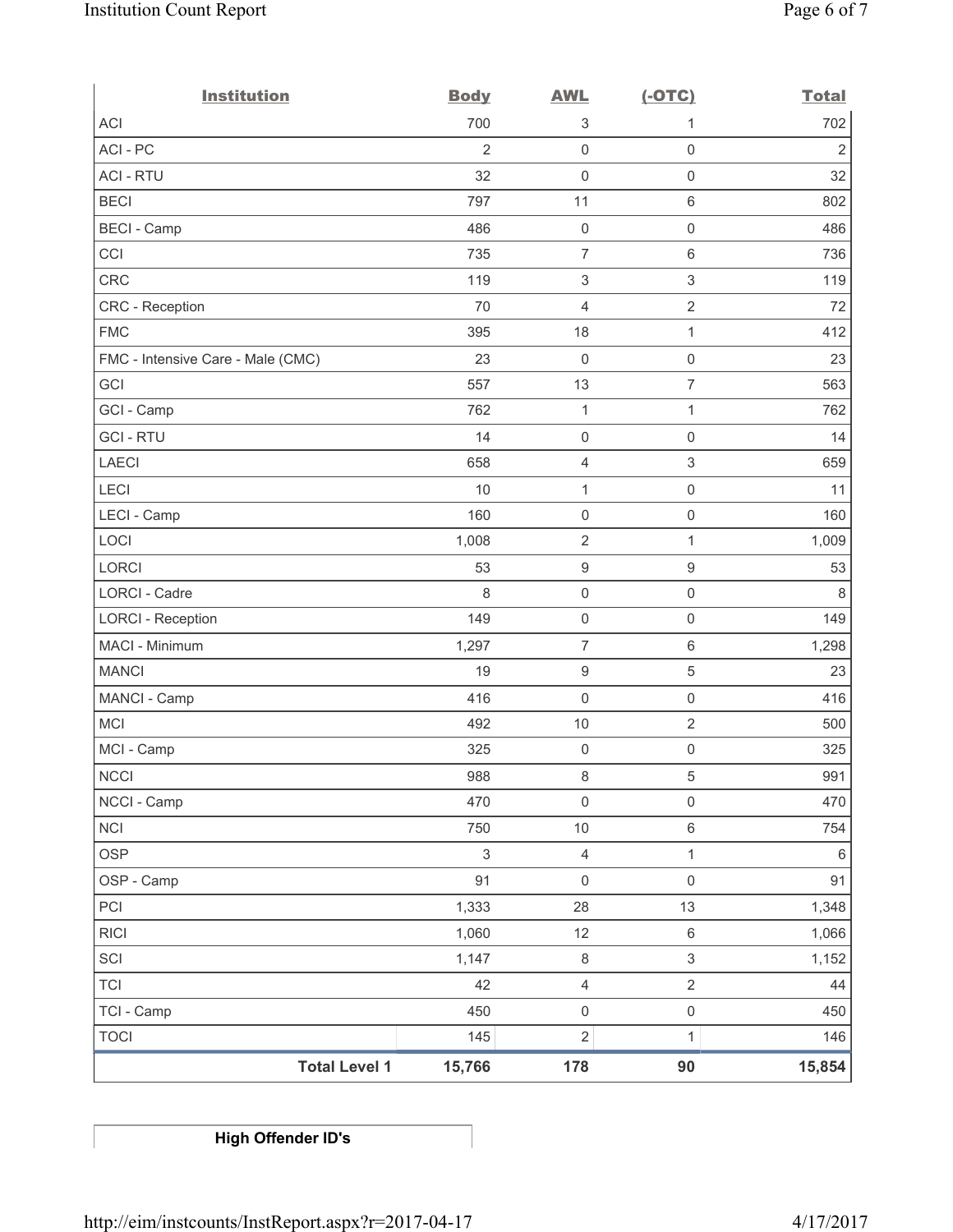| Institution | Body | AWL | (-OTC) | Total |
|---|---|---|---|---|
| ACI | 700 | 3 | 1 | 702 |
| ACI - PC | 2 | 0 | 0 | 2 |
| ACI - RTU | 32 | 0 | 0 | 32 |
| BECI | 797 | 11 | 6 | 802 |
| BECI - Camp | 486 | 0 | 0 | 486 |
| CCI | 735 | 7 | 6 | 736 |
| CRC | 119 | 3 | 3 | 119 |
| CRC - Reception | 70 | 4 | 2 | 72 |
| FMC | 395 | 18 | 1 | 412 |
| FMC - Intensive Care - Male (CMC) | 23 | 0 | 0 | 23 |
| GCI | 557 | 13 | 7 | 563 |
| GCI - Camp | 762 | 1 | 1 | 762 |
| GCI - RTU | 14 | 0 | 0 | 14 |
| LAECI | 658 | 4 | 3 | 659 |
| LECI | 10 | 1 | 0 | 11 |
| LECI - Camp | 160 | 0 | 0 | 160 |
| LOCI | 1,008 | 2 | 1 | 1,009 |
| LORCI | 53 | 9 | 9 | 53 |
| LORCI - Cadre | 8 | 0 | 0 | 8 |
| LORCI - Reception | 149 | 0 | 0 | 149 |
| MACI - Minimum | 1,297 | 7 | 6 | 1,298 |
| MANCI | 19 | 9 | 5 | 23 |
| MANCI - Camp | 416 | 0 | 0 | 416 |
| MCI | 492 | 10 | 2 | 500 |
| MCI - Camp | 325 | 0 | 0 | 325 |
| NCCI | 988 | 8 | 5 | 991 |
| NCCI - Camp | 470 | 0 | 0 | 470 |
| NCI | 750 | 10 | 6 | 754 |
| OSP | 3 | 4 | 1 | 6 |
| OSP - Camp | 91 | 0 | 0 | 91 |
| PCI | 1,333 | 28 | 13 | 1,348 |
| RICI | 1,060 | 12 | 6 | 1,066 |
| SCI | 1,147 | 8 | 3 | 1,152 |
| TCI | 42 | 4 | 2 | 44 |
| TCI - Camp | 450 | 0 | 0 | 450 |
| TOCI | 145 | 2 | 1 | 146 |
| **Total Level 1** | **15,766** | **178** | **90** | **15,854** |

**High Offender ID's**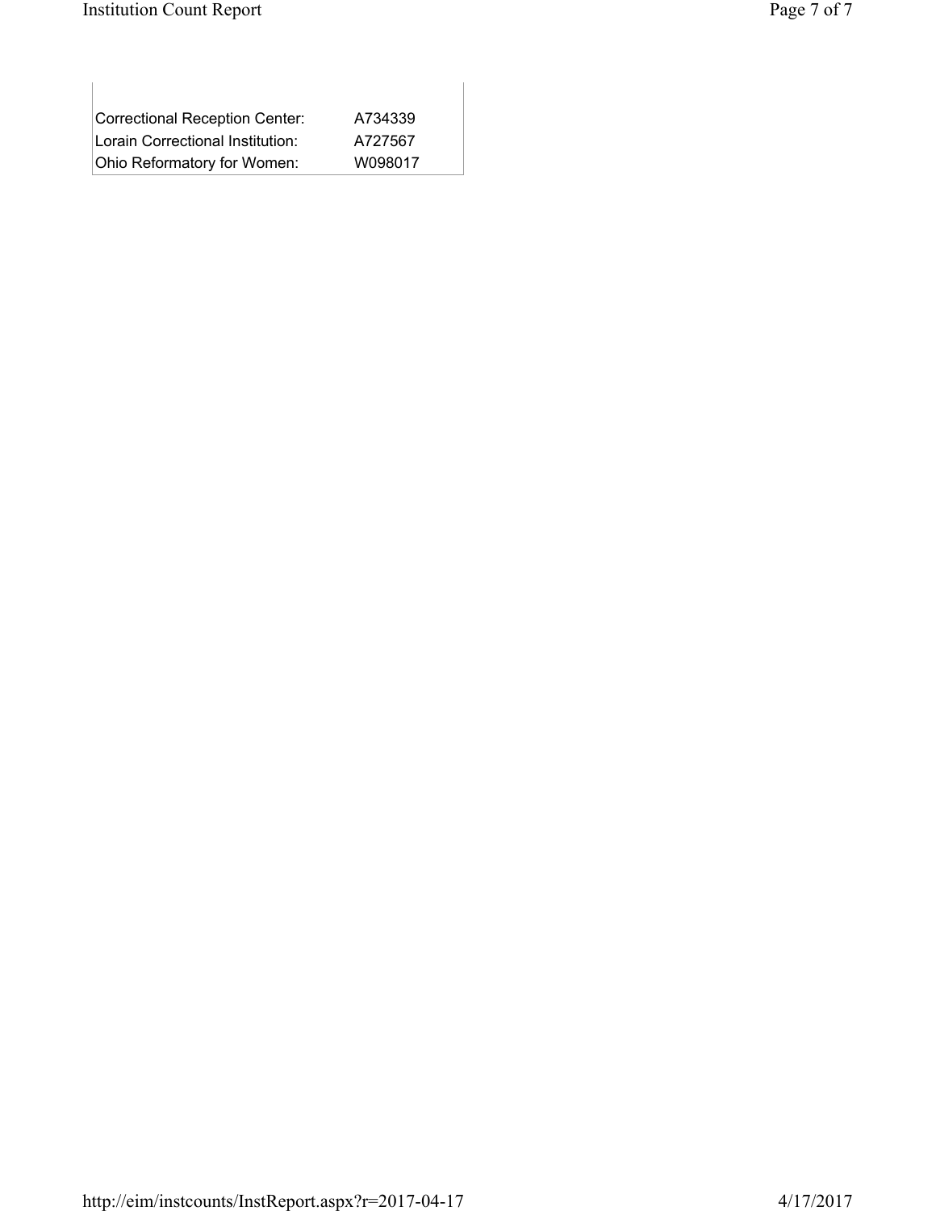| | |
|---|---|
| Correctional Reception Center: | A734339 |
| Lorain Correctional Institution: | A727567 |
| Ohio Reformatory for Women: | W098017 |